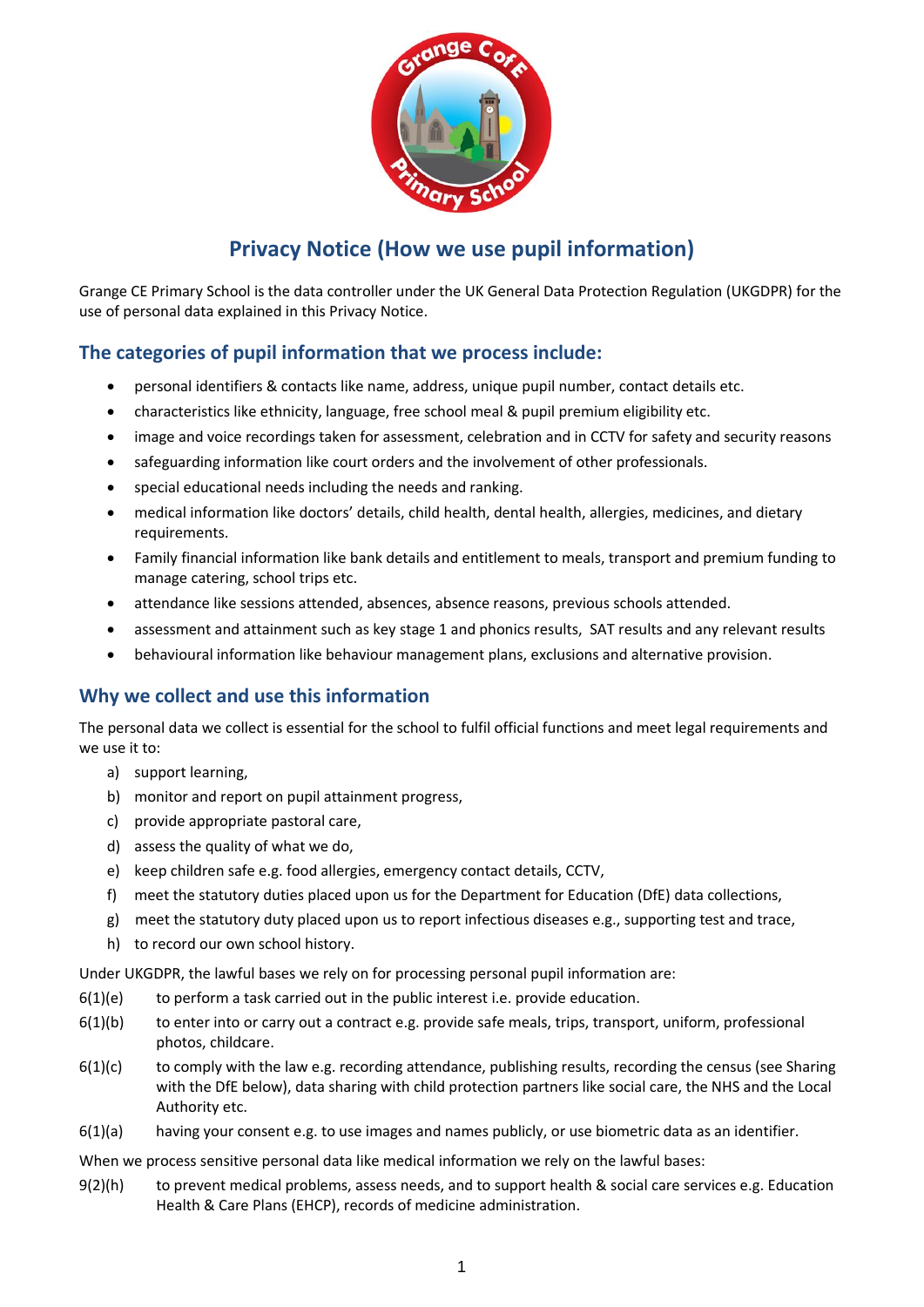# Privacy Notice (How we use pupil information)

Grange CE Primary School is the data controller under the UK General Data Protection Regulation (UKGDPR) for the use of personal data explained in this Privacy Notice.

## The categories of pupil information that we process include:

- personal identifiers & contacts like name, address, unique pupil number, contact details etc.
- characteristics like ethnicity, language, free school meal & pupil premium eligibility etc.
- image and voice recordings taken for assessment, celebration and in CCTV for safety and security reasons
- safeguarding information like court orders and the involvement of other professionals.
- special educational needs including the needs and ranking.
- medical information like doctors' details, child health, dental health, allergies, medicines, and dietary requirements.
- Family financial information like bank details and entitlement to meals, transport and premium funding to manage catering, school trips etc.
- attendance like sessions attended, absences, absence reasons, previous schools attended.
- assessment and attainment such as key stage 1 and phonics results, SAT results and any relevant results
- behavioural information like behaviour management plans, exclusions and alternative provision.

## Why we collect and use this information

The personal data we collect is essential for the school to fulfil official functions and meet legal requirements and we use it to:

a) support learning,
b) monitor and report on pupil attainment progress,
c) provide appropriate pastoral care,
d) assess the quality of what we do,
e) keep children safe e.g. food allergies, emergency contact details, CCTV,
f) meet the statutory duties placed upon us for the Department for Education (DfE) data collections,
g) meet the statutory duty placed upon us to report infectious diseases e.g., supporting test and trace,
h) to record our own school history.

Under UKGDPR, the lawful bases we rely on for processing personal pupil information are:

6(1)(e) to perform a task carried out in the public interest i.e. provide education.

6(1)(b) to enter into or carry out a contract e.g. provide safe meals, trips, transport, uniform, professional photos, childcare.

6(1)(c) to comply with the law e.g. recording attendance, publishing results, recording the census (see Sharing with the DfE below), data sharing with child protection partners like social care, the NHS and the Local Authority etc.

6(1)(a) having your consent e.g. to use images and names publicly, or use biometric data as an identifier.

When we process sensitive personal data like medical information we rely on the lawful bases:

9(2)(h) to prevent medical problems, assess needs, and to support health & social care services e.g. Education Health & Care Plans (EHCP), records of medicine administration.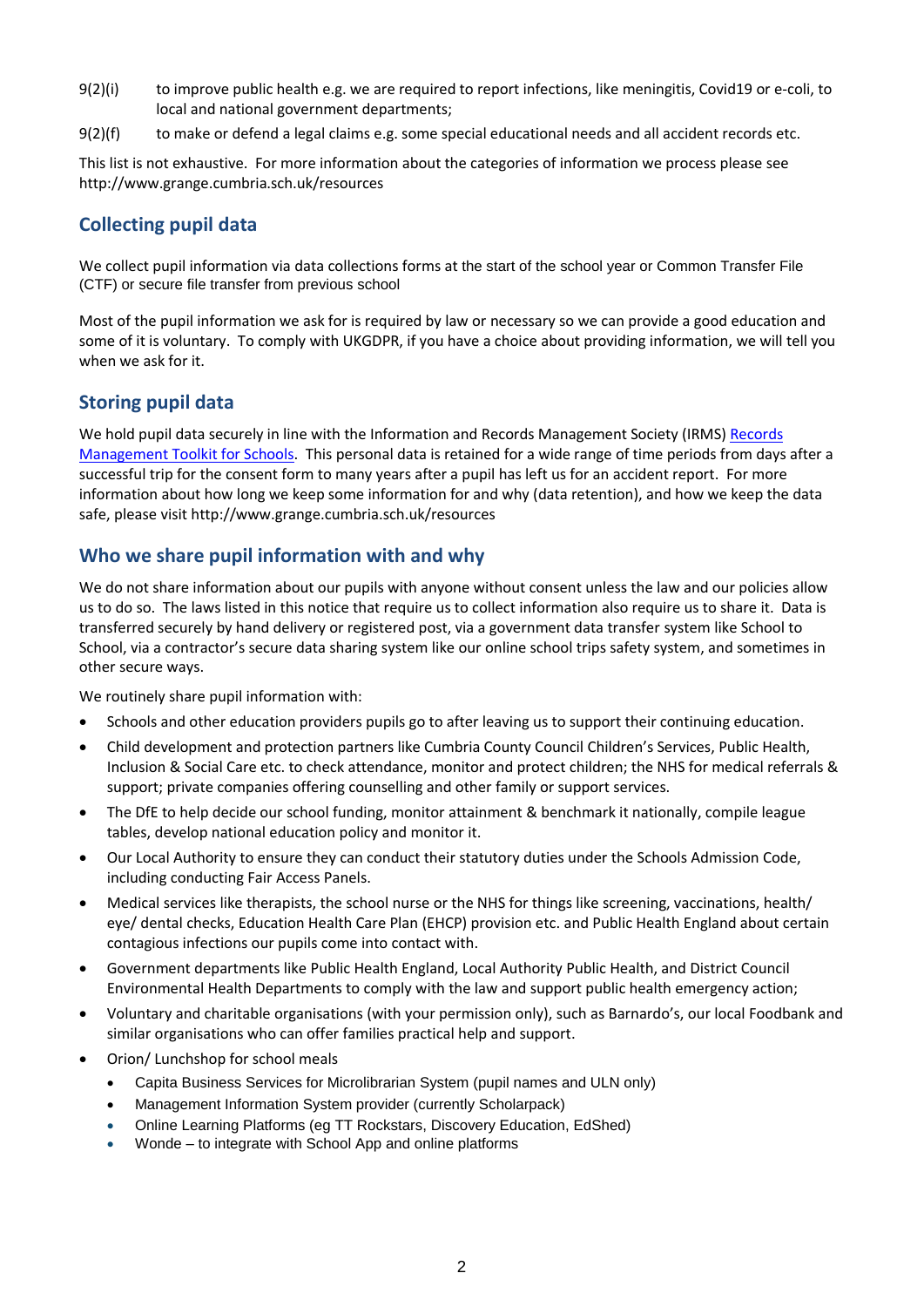9(2)(i) to improve public health e.g. we are required to report infections, like meningitis, Covid19 or e-coli, to local and national government departments;

9(2)(f) to make or defend a legal claims e.g. some special educational needs and all accident records etc.

This list is not exhaustive. For more information about the categories of information we process please see http://www.grange.cumbria.sch.uk/resources

## Collecting pupil data

We collect pupil information via data collections forms at the start of the school year or Common Transfer File (CTF) or secure file transfer from previous school

Most of the pupil information we ask for is required by law or necessary so we can provide a good education and some of it is voluntary. To comply with UKGDPR, if you have a choice about providing information, we will tell you when we ask for it.

## Storing pupil data

We hold pupil data securely in line with the Information and Records Management Society (IRMS) Records Management Toolkit for Schools. This personal data is retained for a wide range of time periods from days after a successful trip for the consent form to many years after a pupil has left us for an accident report. For more information about how long we keep some information for and why (data retention), and how we keep the data safe, please visit http://www.grange.cumbria.sch.uk/resources

## Who we share pupil information with and why

We do not share information about our pupils with anyone without consent unless the law and our policies allow us to do so. The laws listed in this notice that require us to collect information also require us to share it. Data is transferred securely by hand delivery or registered post, via a government data transfer system like School to School, via a contractor's secure data sharing system like our online school trips safety system, and sometimes in other secure ways.

We routinely share pupil information with:

- Schools and other education providers pupils go to after leaving us to support their continuing education.
- Child development and protection partners like Cumbria County Council Children's Services, Public Health, Inclusion & Social Care etc. to check attendance, monitor and protect children; the NHS for medical referrals & support; private companies offering counselling and other family or support services.
- The DfE to help decide our school funding, monitor attainment & benchmark it nationally, compile league tables, develop national education policy and monitor it.
- Our Local Authority to ensure they can conduct their statutory duties under the Schools Admission Code, including conducting Fair Access Panels.
- Medical services like therapists, the school nurse or the NHS for things like screening, vaccinations, health/ eye/ dental checks, Education Health Care Plan (EHCP) provision etc. and Public Health England about certain contagious infections our pupils come into contact with.
- Government departments like Public Health England, Local Authority Public Health, and District Council Environmental Health Departments to comply with the law and support public health emergency action;
- Voluntary and charitable organisations (with your permission only), such as Barnardo's, our local Foodbank and similar organisations who can offer families practical help and support.
- Orion/ Lunchshop for school meals
  - Capita Business Services for Microlibrarian System (pupil names and ULN only)
  - Management Information System provider (currently Scholarpack)
  - Online Learning Platforms (eg TT Rockstars, Discovery Education, EdShed)
  - Wonde – to integrate with School App and online platforms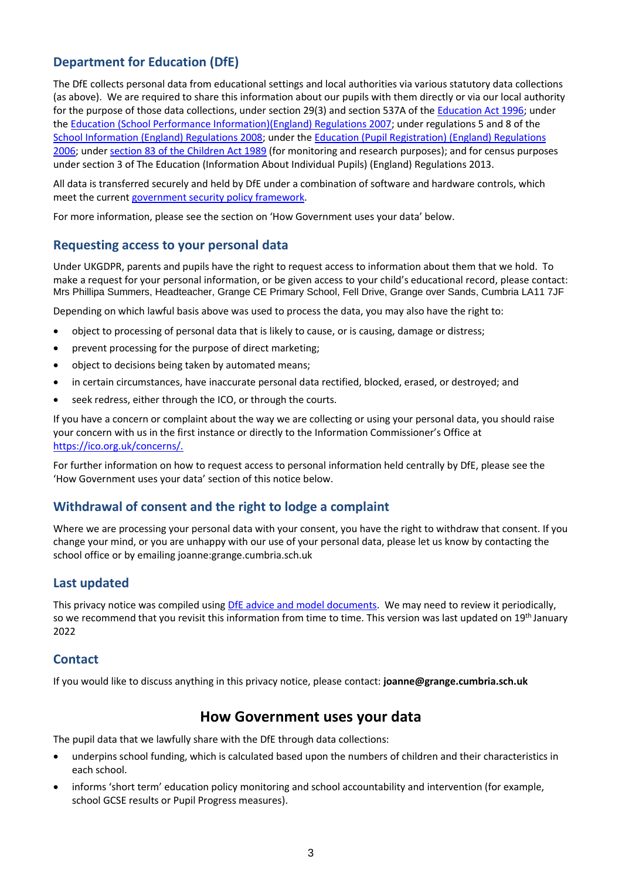## Department for Education (DfE)

The DfE collects personal data from educational settings and local authorities via various statutory data collections (as above). We are required to share this information about our pupils with them directly or via our local authority for the purpose of those data collections, under section 29(3) and section 537A of the Education Act 1996; under the Education (School Performance Information)(England) Regulations 2007; under regulations 5 and 8 of the School Information (England) Regulations 2008; under the Education (Pupil Registration) (England) Regulations 2006; under section 83 of the Children Act 1989 (for monitoring and research purposes); and for census purposes under section 3 of The Education (Information About Individual Pupils) (England) Regulations 2013.

All data is transferred securely and held by DfE under a combination of software and hardware controls, which meet the current government security policy framework.

For more information, please see the section on 'How Government uses your data' below.

## Requesting access to your personal data

Under UKGDPR, parents and pupils have the right to request access to information about them that we hold. To make a request for your personal information, or be given access to your child's educational record, please contact: Mrs Phillipa Summers, Headteacher, Grange CE Primary School, Fell Drive, Grange over Sands, Cumbria LA11 7JF

Depending on which lawful basis above was used to process the data, you may also have the right to:

- object to processing of personal data that is likely to cause, or is causing, damage or distress;
- prevent processing for the purpose of direct marketing;
- object to decisions being taken by automated means;
- in certain circumstances, have inaccurate personal data rectified, blocked, erased, or destroyed; and
- seek redress, either through the ICO, or through the courts.

If you have a concern or complaint about the way we are collecting or using your personal data, you should raise your concern with us in the first instance or directly to the Information Commissioner's Office at https://ico.org.uk/concerns/.

For further information on how to request access to personal information held centrally by DfE, please see the 'How Government uses your data' section of this notice below.

## Withdrawal of consent and the right to lodge a complaint

Where we are processing your personal data with your consent, you have the right to withdraw that consent. If you change your mind, or you are unhappy with our use of your personal data, please let us know by contacting the school office or by emailing joanne:grange.cumbria.sch.uk

## Last updated

This privacy notice was compiled using DfE advice and model documents. We may need to review it periodically, so we recommend that you revisit this information from time to time. This version was last updated on 19th January 2022

## Contact

If you would like to discuss anything in this privacy notice, please contact: **joanne@grange.cumbria.sch.uk**

# How Government uses your data

The pupil data that we lawfully share with the DfE through data collections:

- underpins school funding, which is calculated based upon the numbers of children and their characteristics in each school.
- informs 'short term' education policy monitoring and school accountability and intervention (for example, school GCSE results or Pupil Progress measures).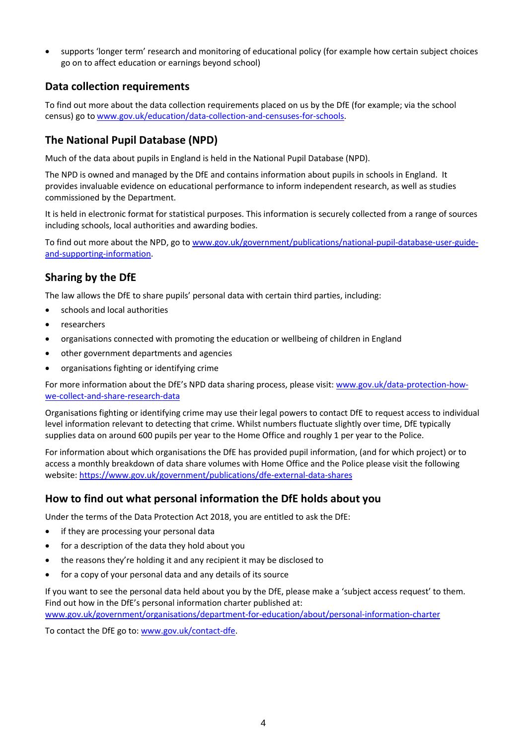- supports 'longer term' research and monitoring of educational policy (for example how certain subject choices go on to affect education or earnings beyond school)

## Data collection requirements

To find out more about the data collection requirements placed on us by the DfE (for example; via the school census) go to www.gov.uk/education/data-collection-and-censuses-for-schools.

## The National Pupil Database (NPD)

Much of the data about pupils in England is held in the National Pupil Database (NPD).

The NPD is owned and managed by the DfE and contains information about pupils in schools in England. It provides invaluable evidence on educational performance to inform independent research, as well as studies commissioned by the Department.

It is held in electronic format for statistical purposes. This information is securely collected from a range of sources including schools, local authorities and awarding bodies.

To find out more about the NPD, go to www.gov.uk/government/publications/national-pupil-database-user-guide-and-supporting-information.

## Sharing by the DfE

The law allows the DfE to share pupils' personal data with certain third parties, including:

- schools and local authorities
- researchers
- organisations connected with promoting the education or wellbeing of children in England
- other government departments and agencies
- organisations fighting or identifying crime

For more information about the DfE's NPD data sharing process, please visit: www.gov.uk/data-protection-how-we-collect-and-share-research-data

Organisations fighting or identifying crime may use their legal powers to contact DfE to request access to individual level information relevant to detecting that crime. Whilst numbers fluctuate slightly over time, DfE typically supplies data on around 600 pupils per year to the Home Office and roughly 1 per year to the Police.

For information about which organisations the DfE has provided pupil information, (and for which project) or to access a monthly breakdown of data share volumes with Home Office and the Police please visit the following website: https://www.gov.uk/government/publications/dfe-external-data-shares

## How to find out what personal information the DfE holds about you

Under the terms of the Data Protection Act 2018, you are entitled to ask the DfE:

- if they are processing your personal data
- for a description of the data they hold about you
- the reasons they're holding it and any recipient it may be disclosed to
- for a copy of your personal data and any details of its source

If you want to see the personal data held about you by the DfE, please make a 'subject access request' to them. Find out how in the DfE's personal information charter published at: www.gov.uk/government/organisations/department-for-education/about/personal-information-charter

To contact the DfE go to: www.gov.uk/contact-dfe.